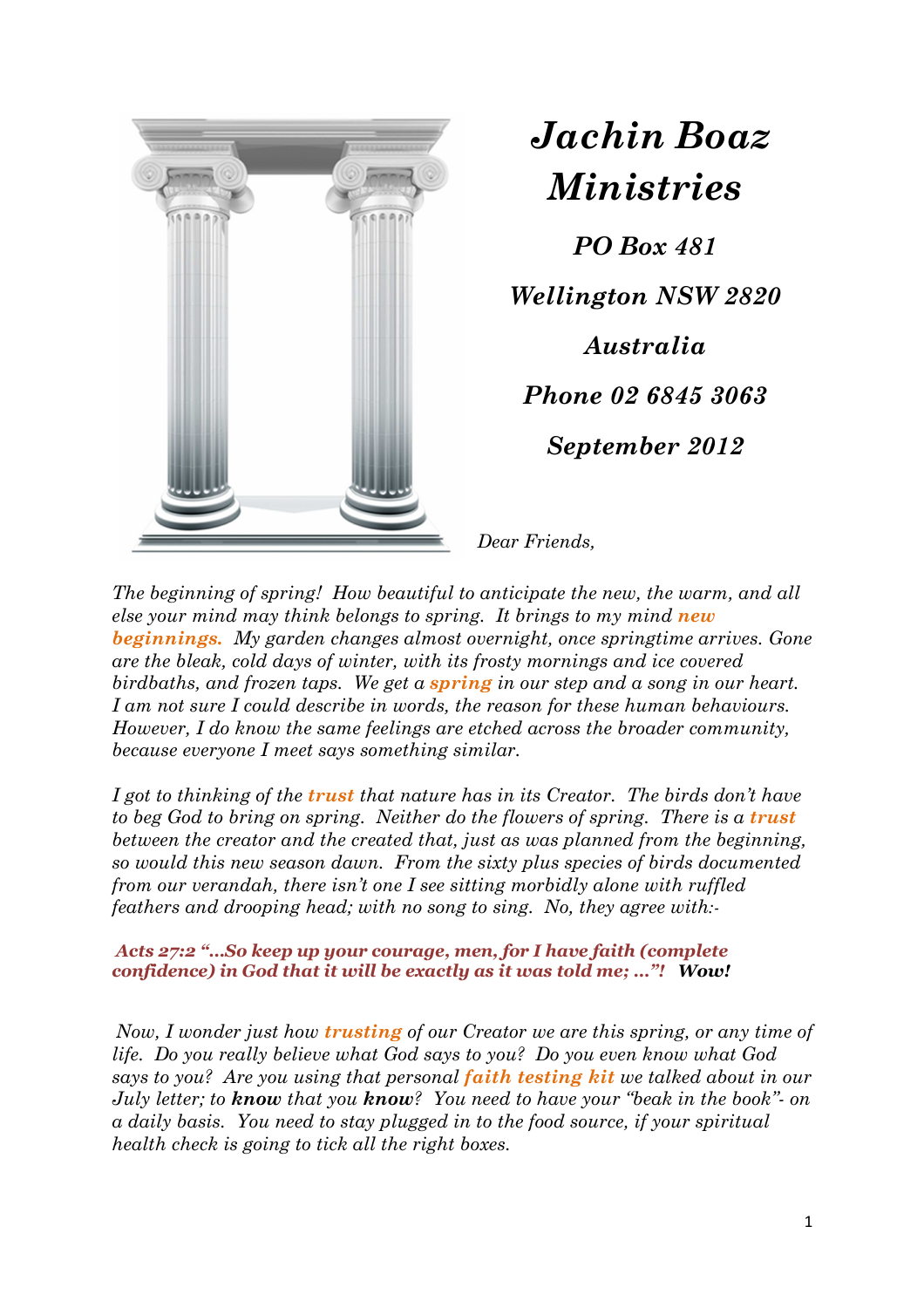# *Jachin Boaz Ministries*

***PO Box 481***

***Wellington NSW 2820***

***Australia***

***Phone 02 6845 3063***

***September 2012***

*Dear Friends,*

*The beginning of spring! How beautiful to anticipate the new, the warm, and all else your mind may think belongs to spring. It brings to my mind **new beginnings.** My garden changes almost overnight, once springtime arrives. Gone are the bleak, cold days of winter, with its frosty mornings and ice covered birdbaths, and frozen taps. We get a **spring** in our step and a song in our heart. I am not sure I could describe in words, the reason for these human behaviours. However, I do know the same feelings are etched across the broader community, because everyone I meet says something similar.*

*I got to thinking of the **trust** that nature has in its Creator. The birds don't have to beg God to bring on spring. Neither do the flowers of spring. There is a **trust** between the creator and the created that, just as was planned from the beginning, so would this new season dawn. From the sixty plus species of birds documented from our verandah, there isn't one I see sitting morbidly alone with ruffled feathers and drooping head; with no song to sing. No, they agree with:-*

***Acts 27:2 "…So keep up your courage, men, for I have faith (complete confidence) in God that it will be exactly as it was told me; …"! Wow!***

*Now, I wonder just how **trusting** of our Creator we are this spring, or any time of life. Do you really believe what God says to you? Do you even know what God says to you? Are you using that personal **faith testing kit** we talked about in our July letter; to **know** that you **know**? You need to have your "beak in the book"- on a daily basis. You need to stay plugged in to the food source, if your spiritual health check is going to tick all the right boxes.*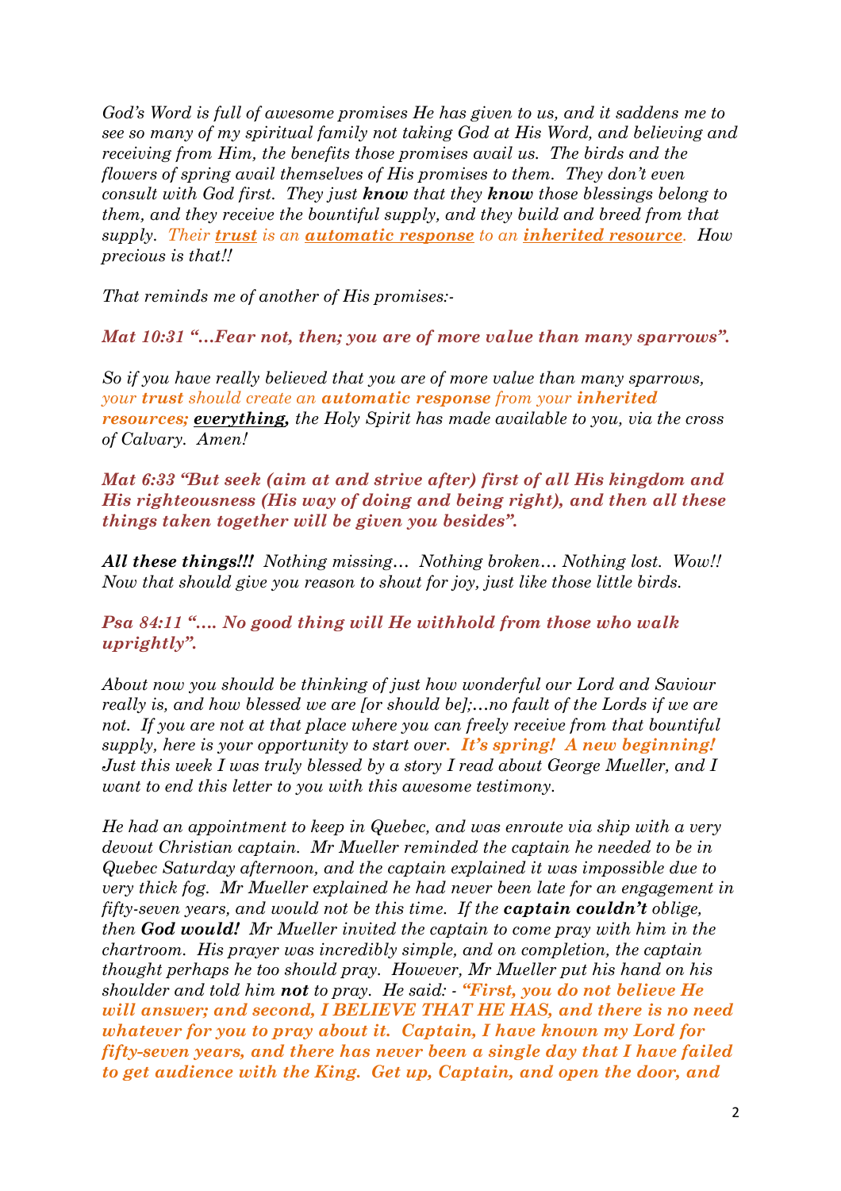*God's Word is full of awesome promises He has given to us, and it saddens me to see so many of my spiritual family not taking God at His Word, and believing and receiving from Him, the benefits those promises avail us. The birds and the flowers of spring avail themselves of His promises to them. They don't even consult with God first. They just **know** that they **know** those blessings belong to them, and they receive the bountiful supply, and they build and breed from that supply. Their **trust** is an **automatic response** to an **inherited resource**. How precious is that!!*

*That reminds me of another of His promises:-*

***Mat 10:31 "…Fear not, then; you are of more value than many sparrows".***

*So if you have really believed that you are of more value than many sparrows, your **trust** should create an **automatic response** from your **inherited resources; everything,** the Holy Spirit has made available to you, via the cross of Calvary. Amen!*

***Mat 6:33 "But seek (aim at and strive after) first of all His kingdom and His righteousness (His way of doing and being right), and then all these things taken together will be given you besides".***

***All these things!!!*** *Nothing missing… Nothing broken… Nothing lost. Wow!! Now that should give you reason to shout for joy, just like those little birds.*

***Psa 84:11 "…. No good thing will He withhold from those who walk uprightly".***

*About now you should be thinking of just how wonderful our Lord and Saviour really is, and how blessed we are [or should be];…no fault of the Lords if we are not. If you are not at that place where you can freely receive from that bountiful supply, here is your opportunity to start over. **It's spring! A new beginning!** Just this week I was truly blessed by a story I read about George Mueller, and I want to end this letter to you with this awesome testimony.*

*He had an appointment to keep in Quebec, and was enroute via ship with a very devout Christian captain. Mr Mueller reminded the captain he needed to be in Quebec Saturday afternoon, and the captain explained it was impossible due to very thick fog. Mr Mueller explained he had never been late for an engagement in fifty-seven years, and would not be this time. If the **captain couldn't** oblige, then **God would!** Mr Mueller invited the captain to come pray with him in the chartroom. His prayer was incredibly simple, and on completion, the captain thought perhaps he too should pray. However, Mr Mueller put his hand on his shoulder and told him **not** to pray. He said: - **"First, you do not believe He will answer; and second, I BELIEVE THAT HE HAS, and there is no need whatever for you to pray about it. Captain, I have known my Lord for fifty-seven years, and there has never been a single day that I have failed to get audience with the King. Get up, Captain, and open the door, and***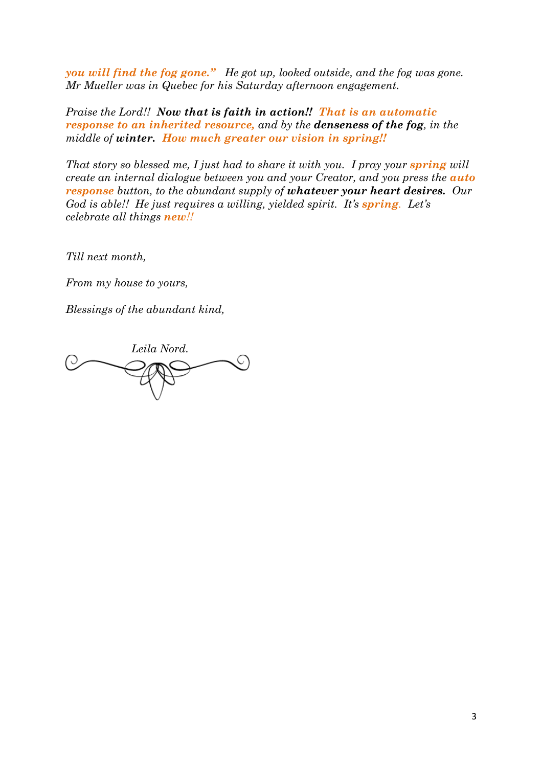***you will find the fog gone."*** *He got up, looked outside, and the fog was gone. Mr Mueller was in Quebec for his Saturday afternoon engagement.*

*Praise the Lord!!* ***Now that is faith in action!!*** ***That is an automatic response to an inherited resource,*** *and by the* ***denseness of the fog****, in the middle of* ***winter.*** ***How much greater our vision in spring!!***

*That story so blessed me, I just had to share it with you. I pray your* ***spring*** *will create an internal dialogue between you and your Creator, and you press the* ***auto response*** *button, to the abundant supply of* ***whatever your heart desires.*** *Our God is able!! He just requires a willing, yielded spirit. It's* ***spring****. Let's celebrate all things* ***new!!***

*Till next month,*

*From my house to yours,*

*Blessings of the abundant kind,*

*Leila Nord.*